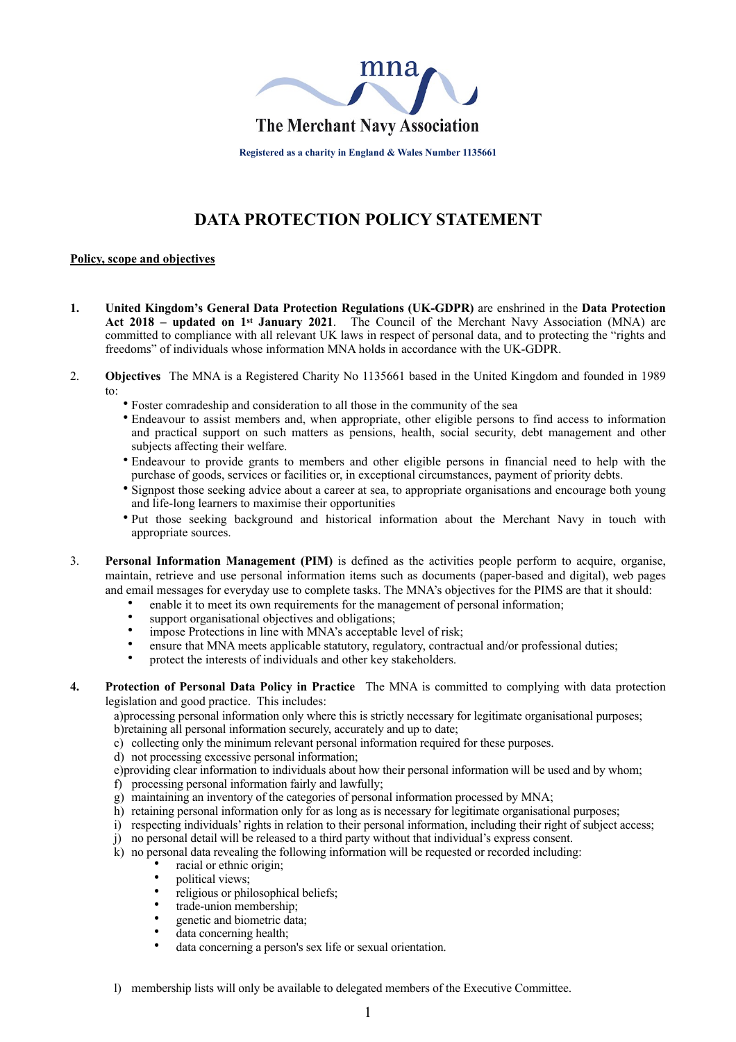mna

The Merchant Navy Association

**Registered as a charity in England & Wales Number 1135661**

# DATA PROTECTION POLICY STATEMENT

**Policy, scope and objectives**

**1.** **United Kingdom's General Data Protection Regulations (UK-GDPR)** are enshrined in the **Data Protection Act 2018 – updated on 1st January 2021**. The Council of the Merchant Navy Association (MNA) are committed to compliance with all relevant UK laws in respect of personal data, and to protecting the "rights and freedoms" of individuals whose information MNA holds in accordance with the UK-GDPR.

2. **Objectives** The MNA is a Registered Charity No 1135661 based in the United Kingdom and founded in 1989 to:
   - Foster comradeship and consideration to all those in the community of the sea
   - Endeavour to assist members and, when appropriate, other eligible persons to find access to information and practical support on such matters as pensions, health, social security, debt management and other subjects affecting their welfare.
   - Endeavour to provide grants to members and other eligible persons in financial need to help with the purchase of goods, services or facilities or, in exceptional circumstances, payment of priority debts.
   - Signpost those seeking advice about a career at sea, to appropriate organisations and encourage both young and life-long learners to maximise their opportunities
   - Put those seeking background and historical information about the Merchant Navy in touch with appropriate sources.

3. **Personal Information Management (PIM)** is defined as the activities people perform to acquire, organise, maintain, retrieve and use personal information items such as documents (paper-based and digital), web pages and email messages for everyday use to complete tasks. The MNA's objectives for the PIMS are that it should:
   - enable it to meet its own requirements for the management of personal information;
   - support organisational objectives and obligations;
   - impose Protections in line with MNA's acceptable level of risk;
   - ensure that MNA meets applicable statutory, regulatory, contractual and/or professional duties;
   - protect the interests of individuals and other key stakeholders.

**4.** **Protection of Personal Data Policy in Practice** The MNA is committed to complying with data protection legislation and good practice. This includes:

a) processing personal information only where this is strictly necessary for legitimate organisational purposes;
b) retaining all personal information securely, accurately and up to date;
c) collecting only the minimum relevant personal information required for these purposes.
d) not processing excessive personal information;
e) providing clear information to individuals about how their personal information will be used and by whom;
f) processing personal information fairly and lawfully;
g) maintaining an inventory of the categories of personal information processed by MNA;
h) retaining personal information only for as long as is necessary for legitimate organisational purposes;
i) respecting individuals' rights in relation to their personal information, including their right of subject access;
j) no personal detail will be released to a third party without that individual's express consent.
k) no personal data revealing the following information will be requested or recorded including:
   - racial or ethnic origin;
   - political views;
   - religious or philosophical beliefs;
   - trade-union membership;
   - genetic and biometric data;
   - data concerning health;
   - data concerning a person's sex life or sexual orientation.

l) membership lists will only be available to delegated members of the Executive Committee.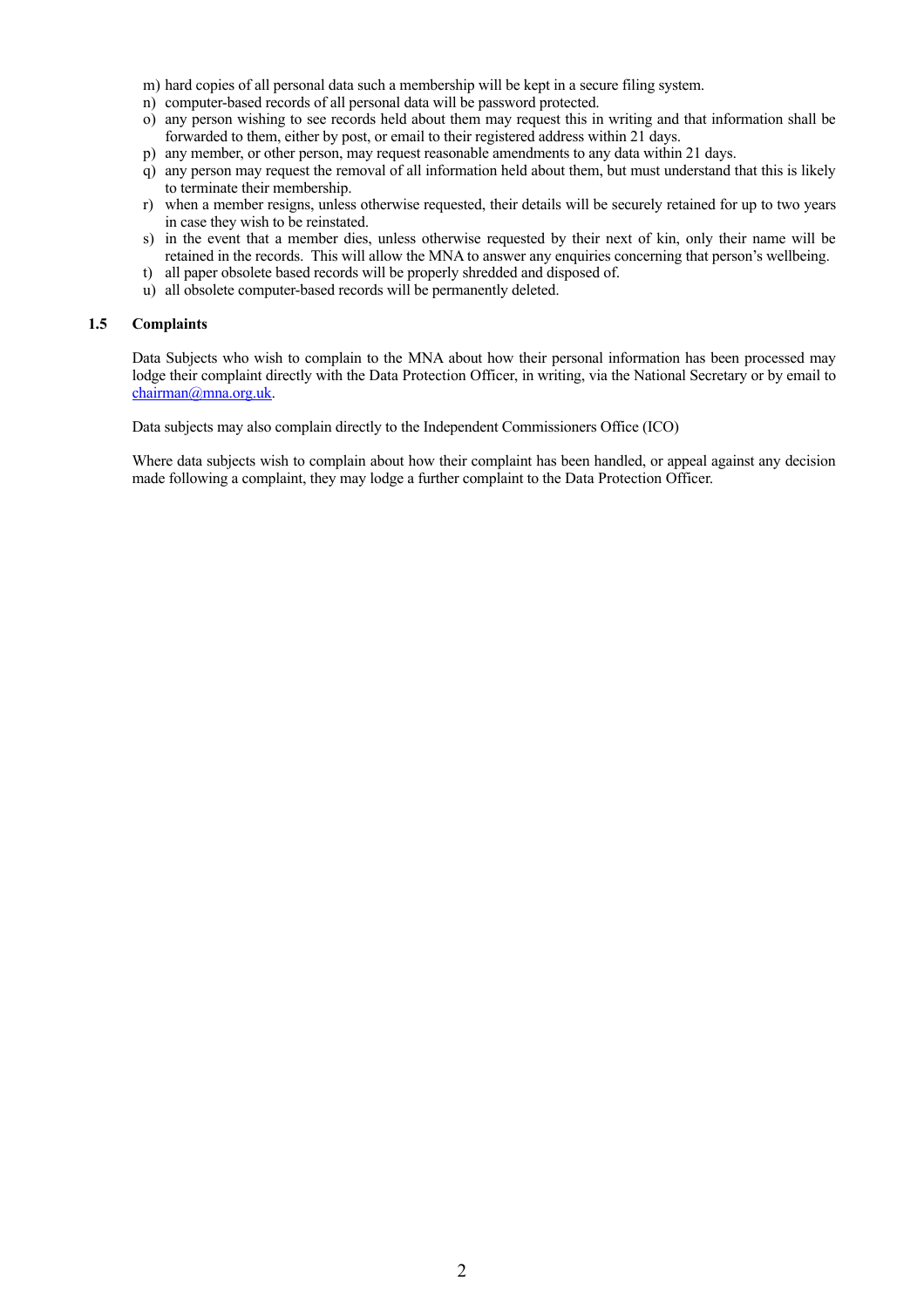m) hard copies of all personal data such a membership will be kept in a secure filing system.
n) computer-based records of all personal data will be password protected.
o) any person wishing to see records held about them may request this in writing and that information shall be forwarded to them, either by post, or email to their registered address within 21 days.
p) any member, or other person, may request reasonable amendments to any data within 21 days.
q) any person may request the removal of all information held about them, but must understand that this is likely to terminate their membership.
r) when a member resigns, unless otherwise requested, their details will be securely retained for up to two years in case they wish to be reinstated.
s) in the event that a member dies, unless otherwise requested by their next of kin, only their name will be retained in the records. This will allow the MNA to answer any enquiries concerning that person's wellbeing.
t) all paper obsolete based records will be properly shredded and disposed of.
u) all obsolete computer-based records will be permanently deleted.

### 1.5 Complaints

Data Subjects who wish to complain to the MNA about how their personal information has been processed may lodge their complaint directly with the Data Protection Officer, in writing, via the National Secretary or by email to chairman@mna.org.uk.

Data subjects may also complain directly to the Independent Commissioners Office (ICO)

Where data subjects wish to complain about how their complaint has been handled, or appeal against any decision made following a complaint, they may lodge a further complaint to the Data Protection Officer.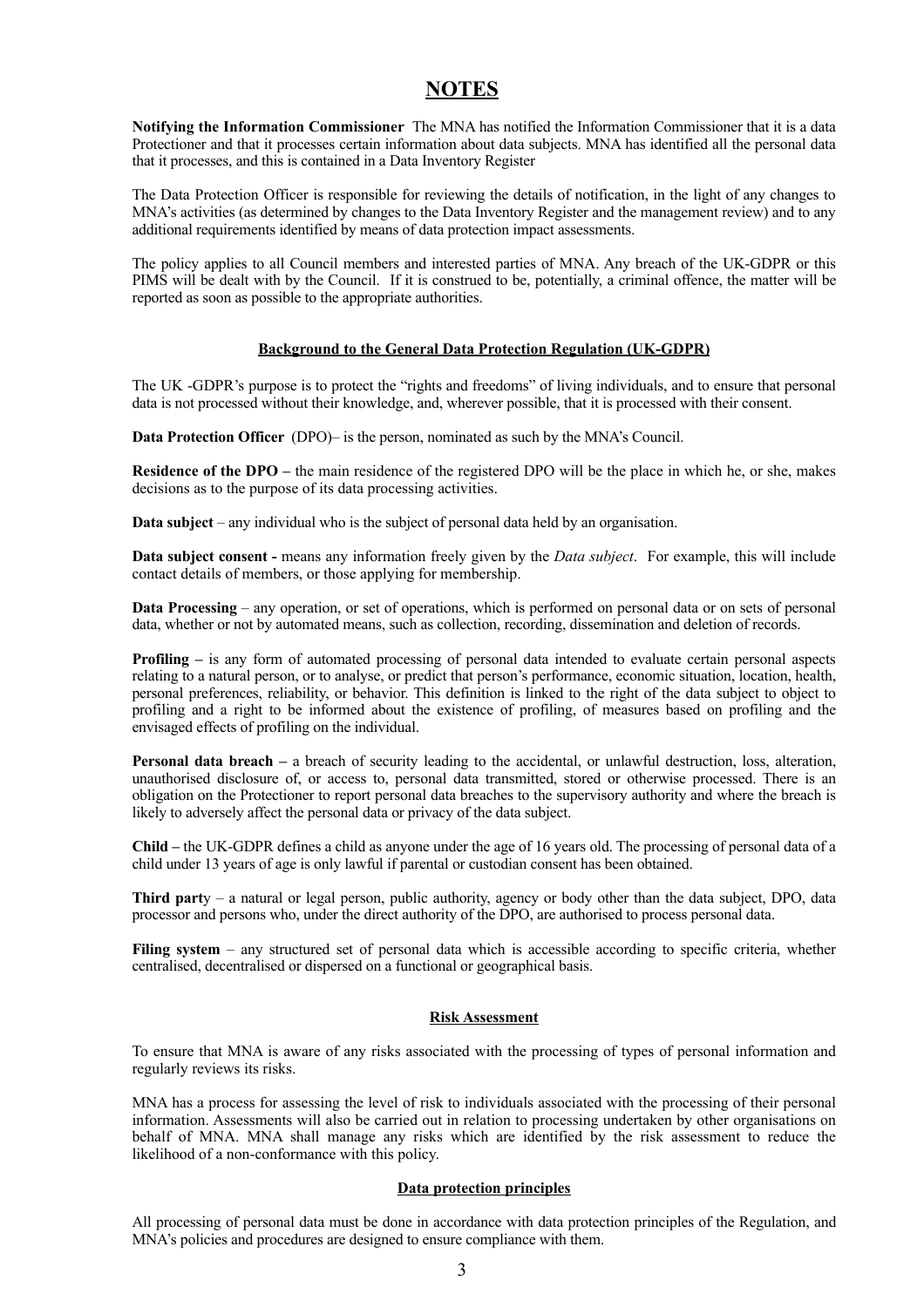# NOTES

**Notifying the Information Commissioner** The MNA has notified the Information Commissioner that it is a data Protectioner and that it processes certain information about data subjects. MNA has identified all the personal data that it processes, and this is contained in a Data Inventory Register

The Data Protection Officer is responsible for reviewing the details of notification, in the light of any changes to MNA's activities (as determined by changes to the Data Inventory Register and the management review) and to any additional requirements identified by means of data protection impact assessments.

The policy applies to all Council members and interested parties of MNA. Any breach of the UK-GDPR or this PIMS will be dealt with by the Council. If it is construed to be, potentially, a criminal offence, the matter will be reported as soon as possible to the appropriate authorities.

## Background to the General Data Protection Regulation (UK-GDPR)

The UK -GDPR's purpose is to protect the "rights and freedoms" of living individuals, and to ensure that personal data is not processed without their knowledge, and, wherever possible, that it is processed with their consent.

**Data Protection Officer** (DPO)– is the person, nominated as such by the MNA's Council.

**Residence of the DPO –** the main residence of the registered DPO will be the place in which he, or she, makes decisions as to the purpose of its data processing activities.

**Data subject** – any individual who is the subject of personal data held by an organisation.

**Data subject consent -** means any information freely given by the *Data subject*. For example, this will include contact details of members, or those applying for membership.

**Data Processing** – any operation, or set of operations, which is performed on personal data or on sets of personal data, whether or not by automated means, such as collection, recording, dissemination and deletion of records.

**Profiling –** is any form of automated processing of personal data intended to evaluate certain personal aspects relating to a natural person, or to analyse, or predict that person's performance, economic situation, location, health, personal preferences, reliability, or behavior. This definition is linked to the right of the data subject to object to profiling and a right to be informed about the existence of profiling, of measures based on profiling and the envisaged effects of profiling on the individual.

**Personal data breach –** a breach of security leading to the accidental, or unlawful destruction, loss, alteration, unauthorised disclosure of, or access to, personal data transmitted, stored or otherwise processed. There is an obligation on the Protectioner to report personal data breaches to the supervisory authority and where the breach is likely to adversely affect the personal data or privacy of the data subject.

**Child –** the UK-GDPR defines a child as anyone under the age of 16 years old. The processing of personal data of a child under 13 years of age is only lawful if parental or custodian consent has been obtained.

**Third party** – a natural or legal person, public authority, agency or body other than the data subject, DPO, data processor and persons who, under the direct authority of the DPO, are authorised to process personal data.

**Filing system** – any structured set of personal data which is accessible according to specific criteria, whether centralised, decentralised or dispersed on a functional or geographical basis.

## Risk Assessment

To ensure that MNA is aware of any risks associated with the processing of types of personal information and regularly reviews its risks.

MNA has a process for assessing the level of risk to individuals associated with the processing of their personal information. Assessments will also be carried out in relation to processing undertaken by other organisations on behalf of MNA. MNA shall manage any risks which are identified by the risk assessment to reduce the likelihood of a non-conformance with this policy.

## Data protection principles

All processing of personal data must be done in accordance with data protection principles of the Regulation, and MNA's policies and procedures are designed to ensure compliance with them.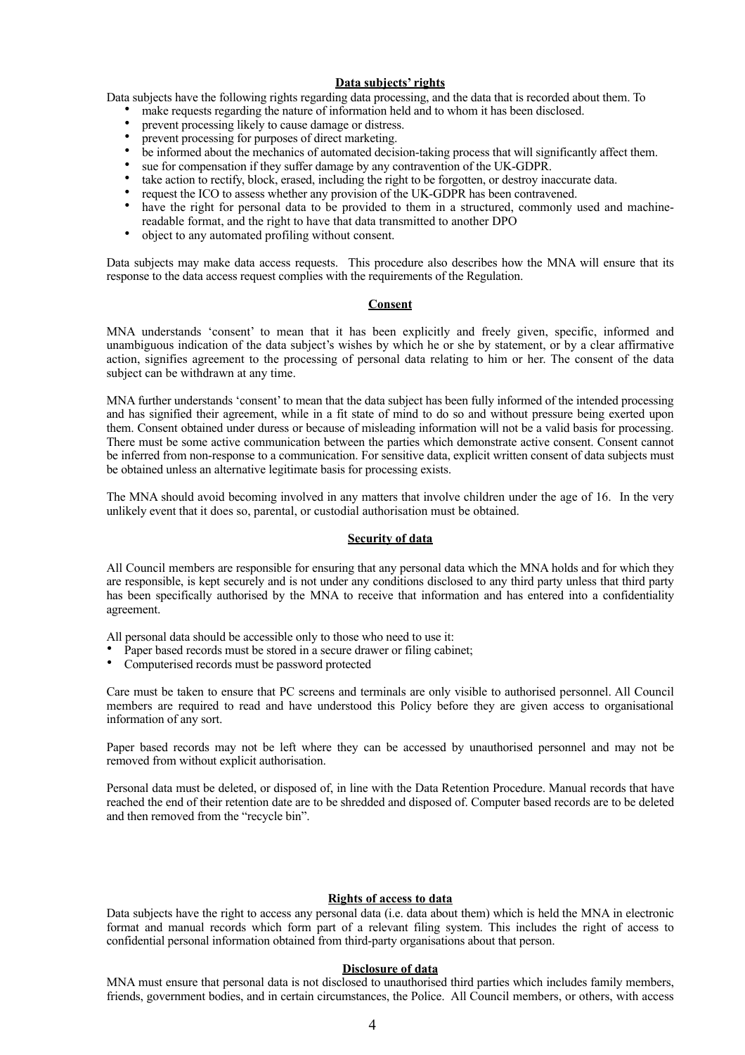## Data subjects' rights

Data subjects have the following rights regarding data processing, and the data that is recorded about them. To

- make requests regarding the nature of information held and to whom it has been disclosed.
- prevent processing likely to cause damage or distress.
- prevent processing for purposes of direct marketing.
- be informed about the mechanics of automated decision-taking process that will significantly affect them.
- sue for compensation if they suffer damage by any contravention of the UK-GDPR.
- take action to rectify, block, erased, including the right to be forgotten, or destroy inaccurate data.
- request the ICO to assess whether any provision of the UK-GDPR has been contravened.
- have the right for personal data to be provided to them in a structured, commonly used and machine-readable format, and the right to have that data transmitted to another DPO
- object to any automated profiling without consent.

Data subjects may make data access requests. This procedure also describes how the MNA will ensure that its response to the data access request complies with the requirements of the Regulation.

## Consent

MNA understands 'consent' to mean that it has been explicitly and freely given, specific, informed and unambiguous indication of the data subject's wishes by which he or she by statement, or by a clear affirmative action, signifies agreement to the processing of personal data relating to him or her. The consent of the data subject can be withdrawn at any time.

MNA further understands 'consent' to mean that the data subject has been fully informed of the intended processing and has signified their agreement, while in a fit state of mind to do so and without pressure being exerted upon them. Consent obtained under duress or because of misleading information will not be a valid basis for processing. There must be some active communication between the parties which demonstrate active consent. Consent cannot be inferred from non-response to a communication. For sensitive data, explicit written consent of data subjects must be obtained unless an alternative legitimate basis for processing exists.

The MNA should avoid becoming involved in any matters that involve children under the age of 16. In the very unlikely event that it does so, parental, or custodial authorisation must be obtained.

## Security of data

All Council members are responsible for ensuring that any personal data which the MNA holds and for which they are responsible, is kept securely and is not under any conditions disclosed to any third party unless that third party has been specifically authorised by the MNA to receive that information and has entered into a confidentiality agreement.

All personal data should be accessible only to those who need to use it:

- Paper based records must be stored in a secure drawer or filing cabinet;
- Computerised records must be password protected

Care must be taken to ensure that PC screens and terminals are only visible to authorised personnel. All Council members are required to read and have understood this Policy before they are given access to organisational information of any sort.

Paper based records may not be left where they can be accessed by unauthorised personnel and may not be removed from without explicit authorisation.

Personal data must be deleted, or disposed of, in line with the Data Retention Procedure. Manual records that have reached the end of their retention date are to be shredded and disposed of. Computer based records are to be deleted and then removed from the "recycle bin".

## Rights of access to data

Data subjects have the right to access any personal data (i.e. data about them) which is held the MNA in electronic format and manual records which form part of a relevant filing system. This includes the right of access to confidential personal information obtained from third-party organisations about that person.

## Disclosure of data

MNA must ensure that personal data is not disclosed to unauthorised third parties which includes family members, friends, government bodies, and in certain circumstances, the Police. All Council members, or others, with access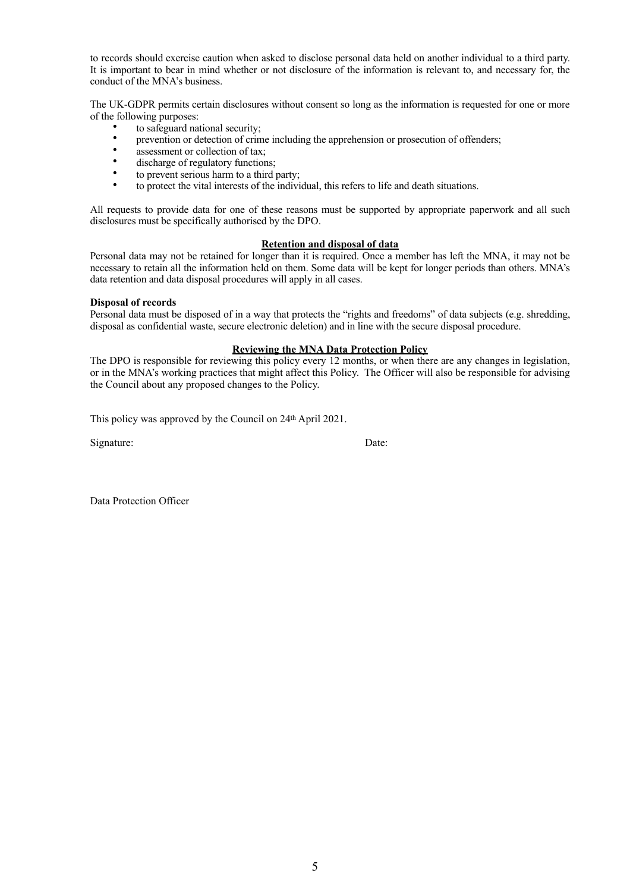to records should exercise caution when asked to disclose personal data held on another individual to a third party. It is important to bear in mind whether or not disclosure of the information is relevant to, and necessary for, the conduct of the MNA's business.

The UK-GDPR permits certain disclosures without consent so long as the information is requested for one or more of the following purposes:

- to safeguard national security;
- prevention or detection of crime including the apprehension or prosecution of offenders;
- assessment or collection of tax;
- discharge of regulatory functions;
- to prevent serious harm to a third party;
- to protect the vital interests of the individual, this refers to life and death situations.

All requests to provide data for one of these reasons must be supported by appropriate paperwork and all such disclosures must be specifically authorised by the DPO.

## Retention and disposal of data

Personal data may not be retained for longer than it is required. Once a member has left the MNA, it may not be necessary to retain all the information held on them. Some data will be kept for longer periods than others. MNA's data retention and data disposal procedures will apply in all cases.

**Disposal of records**

Personal data must be disposed of in a way that protects the "rights and freedoms" of data subjects (e.g. shredding, disposal as confidential waste, secure electronic deletion) and in line with the secure disposal procedure.

## Reviewing the MNA Data Protection Policy

The DPO is responsible for reviewing this policy every 12 months, or when there are any changes in legislation, or in the MNA's working practices that might affect this Policy. The Officer will also be responsible for advising the Council about any proposed changes to the Policy.

This policy was approved by the Council on 24th April 2021.

Signature: Date:

Data Protection Officer